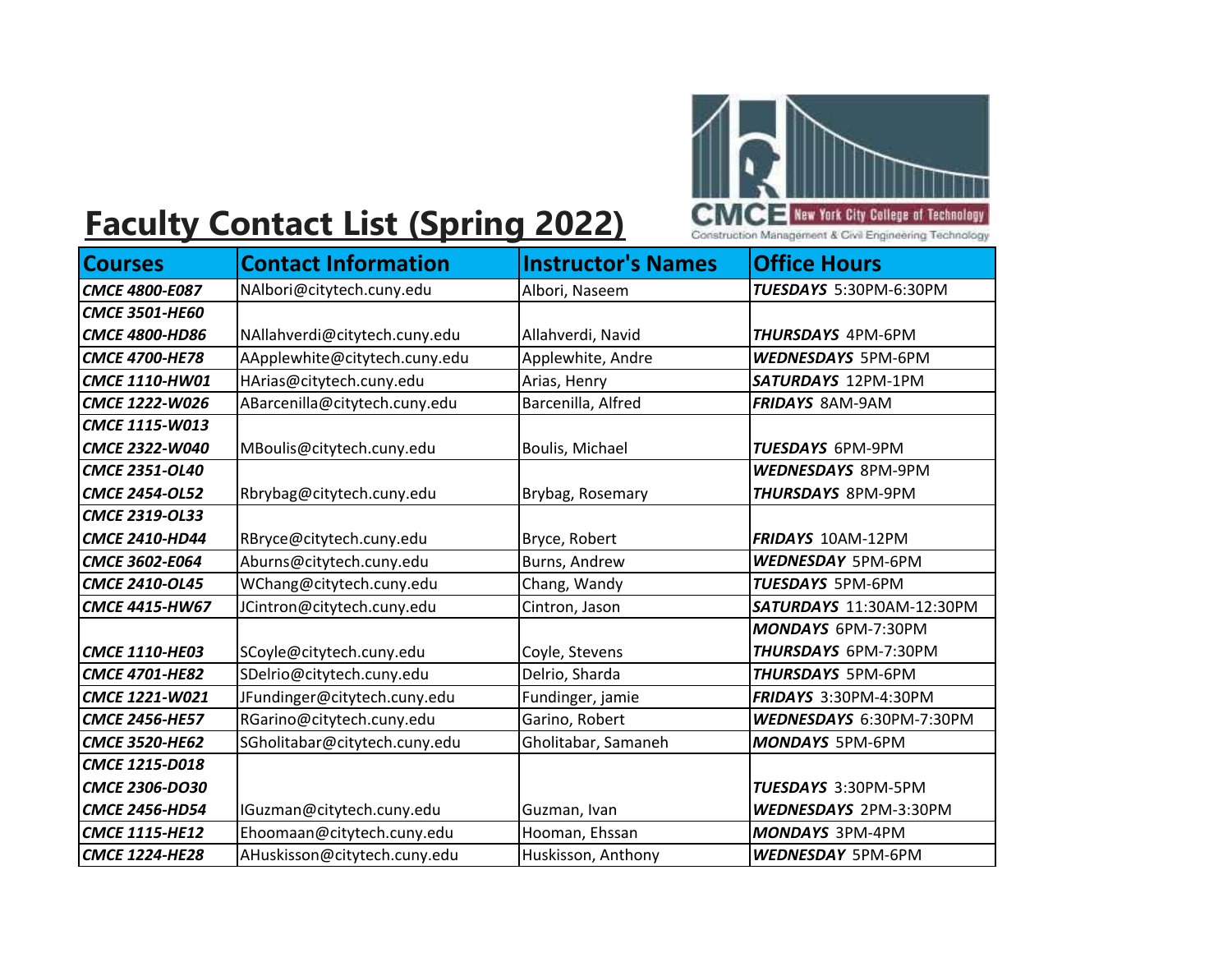# Faculty Contact List (Spring 2022)

CMCE New York City College of Technology
Construction Management & Civil Engineering Technology

| Courses | Contact Information | Instructor's Names | Office Hours |
|---|---|---|---|
| ***CMCE 4800-E087*** | NAlbori@citytech.cuny.edu | Albori, Naseem | ***TUESDAYS*** 5:30PM-6:30PM |
| ***CMCE 3501-HE60***<br>***CMCE 4800-HD86*** | NAllahverdi@citytech.cuny.edu | Allahverdi, Navid | ***THURSDAYS*** 4PM-6PM |
| ***CMCE 4700-HE78*** | AApplewhite@citytech.cuny.edu | Applewhite, Andre | ***WEDNESDAYS*** 5PM-6PM |
| ***CMCE 1110-HW01*** | HArias@citytech.cuny.edu | Arias, Henry | ***SATURDAYS*** 12PM-1PM |
| ***CMCE 1222-W026*** | ABarcenilla@citytech.cuny.edu | Barcenilla, Alfred | ***FRIDAYS*** 8AM-9AM |
| ***CMCE 1115-W013***<br>***CMCE 2322-W040*** | MBoulis@citytech.cuny.edu | Boulis, Michael | ***TUESDAYS*** 6PM-9PM |
| ***CMCE 2351-OL40***<br>***CMCE 2454-OL52*** | Rbrybag@citytech.cuny.edu | Brybag, Rosemary | ***WEDNESDAYS*** 8PM-9PM<br>***THURSDAYS*** 8PM-9PM |
| ***CMCE 2319-OL33***<br>***CMCE 2410-HD44*** | RBryce@citytech.cuny.edu | Bryce, Robert | ***FRIDAYS*** 10AM-12PM |
| ***CMCE 3602-E064*** | Aburns@citytech.cuny.edu | Burns, Andrew | ***WEDNESDAY*** 5PM-6PM |
| ***CMCE 2410-OL45*** | WChang@citytech.cuny.edu | Chang, Wandy | ***TUESDAYS*** 5PM-6PM |
| ***CMCE 4415-HW67*** | JCintron@citytech.cuny.edu | Cintron, Jason | ***SATURDAYS*** 11:30AM-12:30PM |
| ***CMCE 1110-HE03*** | SCoyle@citytech.cuny.edu | Coyle, Stevens | ***MONDAYS*** 6PM-7:30PM<br>***THURSDAYS*** 6PM-7:30PM |
| ***CMCE 4701-HE82*** | SDelrio@citytech.cuny.edu | Delrio, Sharda | ***THURSDAYS*** 5PM-6PM |
| ***CMCE 1221-W021*** | JFundinger@citytech.cuny.edu | Fundinger, jamie | ***FRIDAYS*** 3:30PM-4:30PM |
| ***CMCE 2456-HE57*** | RGarino@citytech.cuny.edu | Garino, Robert | ***WEDNESDAYS*** 6:30PM-7:30PM |
| ***CMCE 3520-HE62*** | SGholitabar@citytech.cuny.edu | Gholitabar, Samaneh | ***MONDAYS*** 5PM-6PM |
| ***CMCE 1215-D018***<br>***CMCE 2306-DO30***<br>***CMCE 2456-HD54*** | IGuzman@citytech.cuny.edu | Guzman, Ivan | ***TUESDAYS*** 3:30PM-5PM<br>***WEDNESDAYS*** 2PM-3:30PM |
| ***CMCE 1115-HE12*** | Ehoomaan@citytech.cuny.edu | Hooman, Ehssan | ***MONDAYS*** 3PM-4PM |
| ***CMCE 1224-HE28*** | AHuskisson@citytech.cuny.edu | Huskisson, Anthony | ***WEDNESDAY*** 5PM-6PM |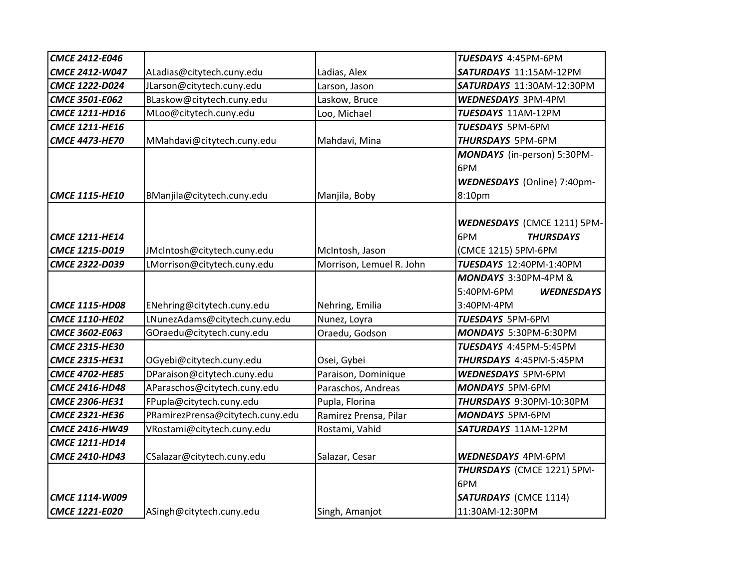| | | | |
|---|---|---|---|
| ***CMCE 2412-E046*** <br> ***CMCE 2412-W047*** | ALadias@citytech.cuny.edu | Ladias, Alex | ***TUESDAYS*** 4:45PM-6PM <br> ***SATURDAYS*** 11:15AM-12PM |
| ***CMCE 1222-D024*** | JLarson@citytech.cuny.edu | Larson, Jason | ***SATURDAYS*** 11:30AM-12:30PM |
| ***CMCE 3501-E062*** | BLaskow@citytech.cuny.edu | Laskow, Bruce | ***WEDNESDAYS*** 3PM-4PM |
| ***CMCE 1211-HD16*** | MLoo@citytech.cuny.edu | Loo, Michael | ***TUESDAYS*** 11AM-12PM |
| ***CMCE 1211-HE16*** <br> ***CMCE 4473-HE70*** | MMahdavi@citytech.cuny.edu | Mahdavi, Mina | ***TUESDAYS*** 5PM-6PM <br> ***THURSDAYS*** 5PM-6PM |
| ***CMCE 1115-HE10*** | BManjila@citytech.cuny.edu | Manjila, Boby | ***MONDAYS*** (in-person) 5:30PM-6PM <br> ***WEDNESDAYS*** (Online) 7:40pm-8:10pm |
| ***CMCE 1211-HE14*** <br> ***CMCE 1215-D019*** | JMcIntosh@citytech.cuny.edu | McIntosh, Jason | ***WEDNESDAYS*** (CMCE 1211) 5PM-6PM ***THURSDAYS*** (CMCE 1215) 5PM-6PM |
| ***CMCE 2322-D039*** | LMorrison@citytech.cuny.edu | Morrison, Lemuel R. John | ***TUESDAYS*** 12:40PM-1:40PM |
| ***CMCE 1115-HD08*** | ENehring@citytech.cuny.edu | Nehring, Emilia | ***MONDAYS*** 3:30PM-4PM & 5:40PM-6PM ***WEDNESDAYS*** 3:40PM-4PM |
| ***CMCE 1110-HE02*** | LNunezAdams@citytech.cuny.edu | Nunez, Loyra | ***TUESDAYS*** 5PM-6PM |
| ***CMCE 3602-E063*** | GOraedu@citytech.cuny.edu | Oraedu, Godson | ***MONDAYS*** 5:30PM-6:30PM |
| ***CMCE 2315-HE30*** <br> ***CMCE 2315-HE31*** | OGyebi@citytech.cuny.edu | Osei, Gybei | ***TUESDAYS*** 4:45PM-5:45PM <br> ***THURSDAYS*** 4:45PM-5:45PM |
| ***CMCE 4702-HE85*** | DParaison@citytech.cuny.edu | Paraison, Dominique | ***WEDNESDAYS*** 5PM-6PM |
| ***CMCE 2416-HD48*** | AParaschos@citytech.cuny.edu | Paraschos, Andreas | ***MONDAYS*** 5PM-6PM |
| ***CMCE 2306-HE31*** | FPupla@citytech.cuny.edu | Pupla, Florina | ***THURSDAYS*** 9:30PM-10:30PM |
| ***CMCE 2321-HE36*** | PRamirezPrensa@citytech.cuny.edu | Ramirez Prensa, Pilar | ***MONDAYS*** 5PM-6PM |
| ***CMCE 2416-HW49*** | VRostami@citytech.cuny.edu | Rostami, Vahid | ***SATURDAYS*** 11AM-12PM |
| ***CMCE 1211-HD14*** <br> ***CMCE 2410-HD43*** | CSalazar@citytech.cuny.edu | Salazar, Cesar | ***WEDNESDAYS*** 4PM-6PM |
| ***CMCE 1114-W009*** <br> ***CMCE 1221-E020*** | ASingh@citytech.cuny.edu | Singh, Amanjot | ***THURSDAYS*** (CMCE 1221) 5PM-6PM <br> ***SATURDAYS*** (CMCE 1114) 11:30AM-12:30PM |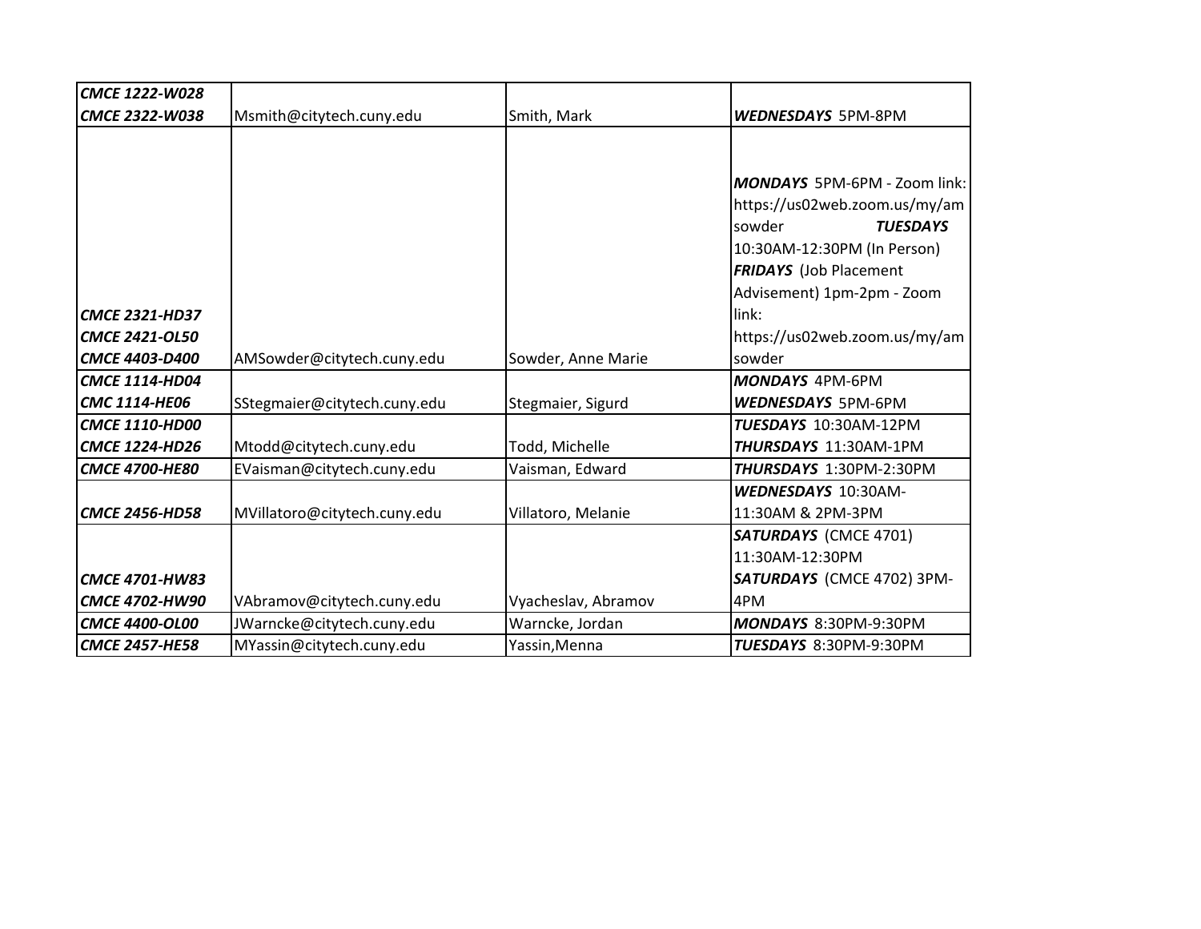| | | | |
|---|---|---|---|
| ***CMCE 1222-W028*** ***CMCE 2322-W038*** | Msmith@citytech.cuny.edu | Smith, Mark | ***WEDNESDAYS*** 5PM-8PM |
| ***CMCE 2321-HD37*** ***CMCE 2421-OL50*** ***CMCE 4403-D400*** | AMSowder@citytech.cuny.edu | Sowder, Anne Marie | ***MONDAYS*** 5PM-6PM - Zoom link: https://us02web.zoom.us/my/amsowder ***TUESDAYS*** 10:30AM-12:30PM (In Person) ***FRIDAYS*** (Job Placement Advisement) 1pm-2pm - Zoom link: https://us02web.zoom.us/my/amsowder |
| ***CMCE 1114-HD04*** ***CMC 1114-HE06*** | SStegmaier@citytech.cuny.edu | Stegmaier, Sigurd | ***MONDAYS*** 4PM-6PM ***WEDNESDAYS*** 5PM-6PM |
| ***CMCE 1110-HD00*** ***CMCE 1224-HD26*** | Mtodd@citytech.cuny.edu | Todd, Michelle | ***TUESDAYS*** 10:30AM-12PM ***THURSDAYS*** 11:30AM-1PM |
| ***CMCE 4700-HE80*** | EVaisman@citytech.cuny.edu | Vaisman, Edward | ***THURSDAYS*** 1:30PM-2:30PM |
| ***CMCE 2456-HD58*** | MVillatoro@citytech.cuny.edu | Villatoro, Melanie | ***WEDNESDAYS*** 10:30AM-11:30AM & 2PM-3PM |
| ***CMCE 4701-HW83*** ***CMCE 4702-HW90*** | VAbramov@citytech.cuny.edu | Vyacheslav, Abramov | ***SATURDAYS*** (CMCE 4701) 11:30AM-12:30PM ***SATURDAYS*** (CMCE 4702) 3PM-4PM |
| ***CMCE 4400-OL00*** | JWarncke@citytech.cuny.edu | Warncke, Jordan | ***MONDAYS*** 8:30PM-9:30PM |
| ***CMCE 2457-HE58*** | MYassin@citytech.cuny.edu | Yassin,Menna | ***TUESDAYS*** 8:30PM-9:30PM |